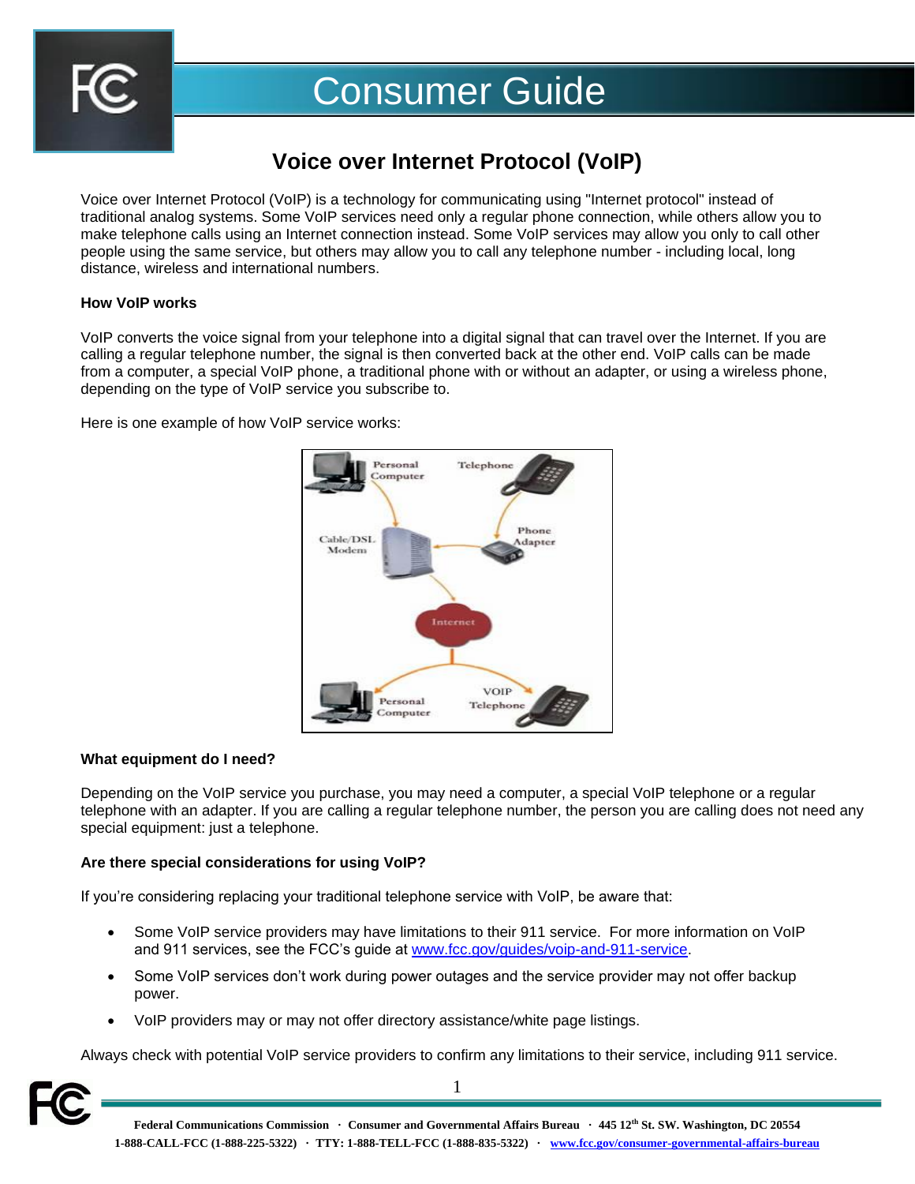# Consumer Guide

## Voice over Internet Protocol (VoIP)

Voice over Internet Protocol (VoIP) is a technology for communicating using "Internet protocol" instead of traditional analog systems. Some VoIP services need only a regular phone connection, while others allow you to make telephone calls using an Internet connection instead. Some VoIP services may allow you only to call other people using the same service, but others may allow you to call any telephone number - including local, long distance, wireless and international numbers.

### How VoIP works

VoIP converts the voice signal from your telephone into a digital signal that can travel over the Internet. If you are calling a regular telephone number, the signal is then converted back at the other end. VoIP calls can be made from a computer, a special VoIP phone, a traditional phone with or without an adapter, or using a wireless phone, depending on the type of VoIP service you subscribe to.

Here is one example of how VoIP service works:

### What equipment do I need?

Depending on the VoIP service you purchase, you may need a computer, a special VoIP telephone or a regular telephone with an adapter. If you are calling a regular telephone number, the person you are calling does not need any special equipment: just a telephone.

### Are there special considerations for using VoIP?

If you're considering replacing your traditional telephone service with VoIP, be aware that:

- Some VoIP service providers may have limitations to their 911 service. For more information on VoIP and 911 services, see the FCC's guide at www.fcc.gov/guides/voip-and-911-service.
- Some VoIP services don't work during power outages and the service provider may not offer backup power.
- VoIP providers may or may not offer directory assistance/white page listings.

Always check with potential VoIP service providers to confirm any limitations to their service, including 911 service.

**Federal Communications Commission · Consumer and Governmental Affairs Bureau · 445 12th St. SW. Washington, DC 20554**
**1-888-CALL-FCC (1-888-225-5322) · TTY: 1-888-TELL-FCC (1-888-835-5322) · www.fcc.gov/consumer-governmental-affairs-bureau**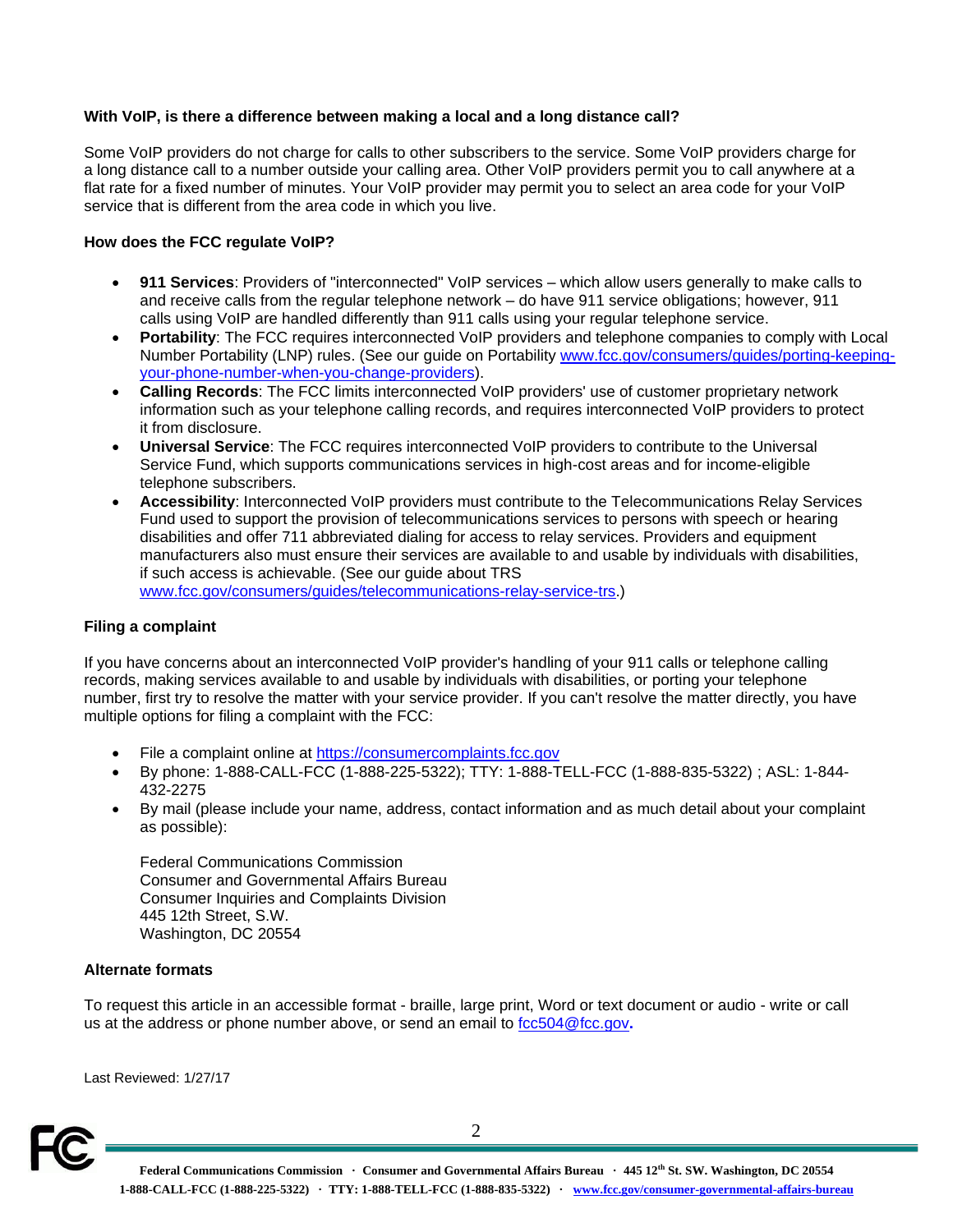**With VoIP, is there a difference between making a local and a long distance call?**

Some VoIP providers do not charge for calls to other subscribers to the service. Some VoIP providers charge for a long distance call to a number outside your calling area. Other VoIP providers permit you to call anywhere at a flat rate for a fixed number of minutes. Your VoIP provider may permit you to select an area code for your VoIP service that is different from the area code in which you live.

**How does the FCC regulate VoIP?**

- **911 Services**: Providers of "interconnected" VoIP services – which allow users generally to make calls to and receive calls from the regular telephone network – do have 911 service obligations; however, 911 calls using VoIP are handled differently than 911 calls using your regular telephone service.
- **Portability**: The FCC requires interconnected VoIP providers and telephone companies to comply with Local Number Portability (LNP) rules. (See our guide on Portability [www.fcc.gov/consumers/guides/porting-keeping-your-phone-number-when-you-change-providers](www.fcc.gov/consumers/guides/porting-keeping-your-phone-number-when-you-change-providers)).
- **Calling Records**: The FCC limits interconnected VoIP providers' use of customer proprietary network information such as your telephone calling records, and requires interconnected VoIP providers to protect it from disclosure.
- **Universal Service**: The FCC requires interconnected VoIP providers to contribute to the Universal Service Fund, which supports communications services in high-cost areas and for income-eligible telephone subscribers.
- **Accessibility**: Interconnected VoIP providers must contribute to the Telecommunications Relay Services Fund used to support the provision of telecommunications services to persons with speech or hearing disabilities and offer 711 abbreviated dialing for access to relay services. Providers and equipment manufacturers also must ensure their services are available to and usable by individuals with disabilities, if such access is achievable. (See our guide about TRS [www.fcc.gov/consumers/guides/telecommunications-relay-service-trs](www.fcc.gov/consumers/guides/telecommunications-relay-service-trs).)

**Filing a complaint**

If you have concerns about an interconnected VoIP provider's handling of your 911 calls or telephone calling records, making services available to and usable by individuals with disabilities, or porting your telephone number, first try to resolve the matter with your service provider. If you can't resolve the matter directly, you have multiple options for filing a complaint with the FCC:

- File a complaint online at [https://consumercomplaints.fcc.gov](https://consumercomplaints.fcc.gov)
- By phone: 1-888-CALL-FCC (1-888-225-5322); TTY: 1-888-TELL-FCC (1-888-835-5322) ; ASL: 1-844-432-2275
- By mail (please include your name, address, contact information and as much detail about your complaint as possible):

  Federal Communications Commission
  Consumer and Governmental Affairs Bureau
  Consumer Inquiries and Complaints Division
  445 12th Street, S.W.
  Washington, DC 20554

**Alternate formats**

To request this article in an accessible format - braille, large print, Word or text document or audio - write or call us at the address or phone number above, or send an email to [fcc504@fcc.gov](mailto:fcc504@fcc.gov)**.**

Last Reviewed: 1/27/17